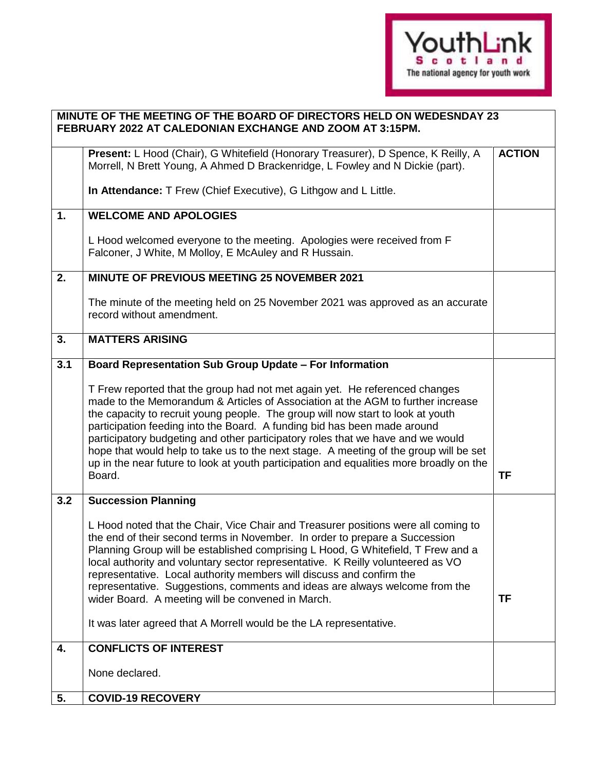YouthLink Scotland
The national agency for youth work

| MINUTE OF THE MEETING OF THE BOARD OF DIRECTORS HELD ON WEDESNDAY 23 FEBRUARY 2022 AT CALEDONIAN EXCHANGE AND ZOOM AT 3:15PM. | | |
|---|---|---|
| | **Present:** L Hood (Chair), G Whitefield (Honorary Treasurer), D Spence, K Reilly, A Morrell, N Brett Young, A Ahmed D Brackenridge, L Fowley and N Dickie (part).<br><br>**In Attendance:** T Frew (Chief Executive), G Lithgow and L Little. | **ACTION** |
| **1.** | **WELCOME AND APOLOGIES**<br><br>L Hood welcomed everyone to the meeting. Apologies were received from F Falconer, J White, M Molloy, E McAuley and R Hussain. | |
| **2.** | **MINUTE OF PREVIOUS MEETING 25 NOVEMBER 2021**<br><br>The minute of the meeting held on 25 November 2021 was approved as an accurate record without amendment. | |
| **3.** | **MATTERS ARISING** | |
| **3.1** | **Board Representation Sub Group Update – For Information**<br><br>T Frew reported that the group had not met again yet. He referenced changes made to the Memorandum & Articles of Association at the AGM to further increase the capacity to recruit young people. The group will now start to look at youth participation feeding into the Board. A funding bid has been made around participatory budgeting and other participatory roles that we have and we would hope that would help to take us to the next stage. A meeting of the group will be set up in the near future to look at youth participation and equalities more broadly on the Board. | **TF** |
| **3.2** | **Succession Planning**<br><br>L Hood noted that the Chair, Vice Chair and Treasurer positions were all coming to the end of their second terms in November. In order to prepare a Succession Planning Group will be established comprising L Hood, G Whitefield, T Frew and a local authority and voluntary sector representative. K Reilly volunteered as VO representative. Local authority members will discuss and confirm the representative. Suggestions, comments and ideas are always welcome from the wider Board. A meeting will be convened in March.<br><br>It was later agreed that A Morrell would be the LA representative. | **TF** |
| **4.** | **CONFLICTS OF INTEREST**<br><br>None declared. | |
| **5.** | **COVID-19 RECOVERY** | |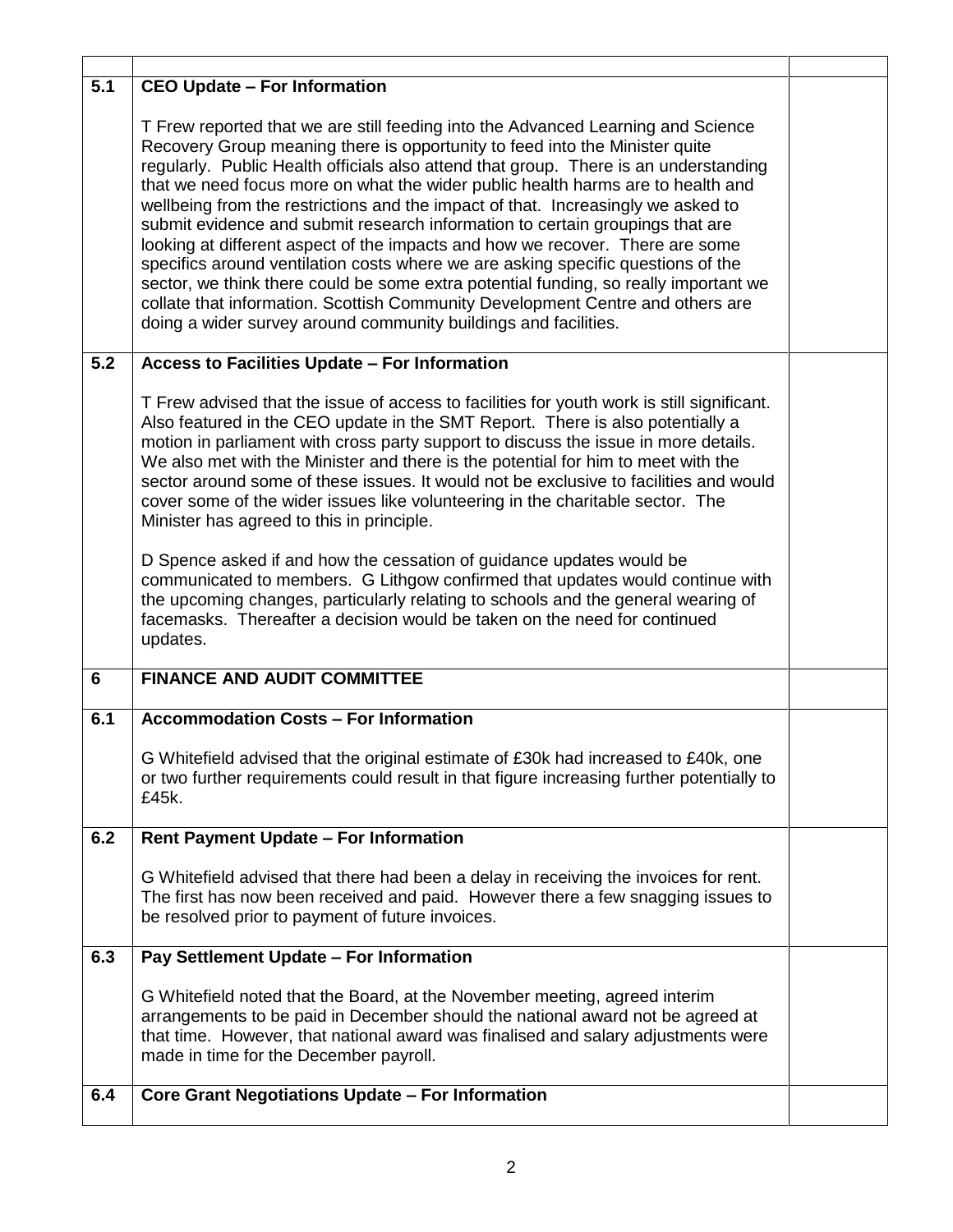| | | |
|---|---|---|
| **5.1** | **CEO Update – For Information**<br><br>T Frew reported that we are still feeding into the Advanced Learning and Science Recovery Group meaning there is opportunity to feed into the Minister quite regularly. Public Health officials also attend that group. There is an understanding that we need focus more on what the wider public health harms are to health and wellbeing from the restrictions and the impact of that. Increasingly we asked to submit evidence and submit research information to certain groupings that are looking at different aspect of the impacts and how we recover. There are some specifics around ventilation costs where we are asking specific questions of the sector, we think there could be some extra potential funding, so really important we collate that information. Scottish Community Development Centre and others are doing a wider survey around community buildings and facilities. | |
| **5.2** | **Access to Facilities Update – For Information**<br><br>T Frew advised that the issue of access to facilities for youth work is still significant. Also featured in the CEO update in the SMT Report. There is also potentially a motion in parliament with cross party support to discuss the issue in more details. We also met with the Minister and there is the potential for him to meet with the sector around some of these issues. It would not be exclusive to facilities and would cover some of the wider issues like volunteering in the charitable sector. The Minister has agreed to this in principle.<br><br>D Spence asked if and how the cessation of guidance updates would be communicated to members. G Lithgow confirmed that updates would continue with the upcoming changes, particularly relating to schools and the general wearing of facemasks. Thereafter a decision would be taken on the need for continued updates. | |
| **6** | **FINANCE AND AUDIT COMMITTEE** | |
| **6.1** | **Accommodation Costs – For Information**<br><br>G Whitefield advised that the original estimate of £30k had increased to £40k, one or two further requirements could result in that figure increasing further potentially to £45k. | |
| **6.2** | **Rent Payment Update – For Information**<br><br>G Whitefield advised that there had been a delay in receiving the invoices for rent. The first has now been received and paid. However there a few snagging issues to be resolved prior to payment of future invoices. | |
| **6.3** | **Pay Settlement Update – For Information**<br><br>G Whitefield noted that the Board, at the November meeting, agreed interim arrangements to be paid in December should the national award not be agreed at that time. However, that national award was finalised and salary adjustments were made in time for the December payroll. | |
| **6.4** | **Core Grant Negotiations Update – For Information** | |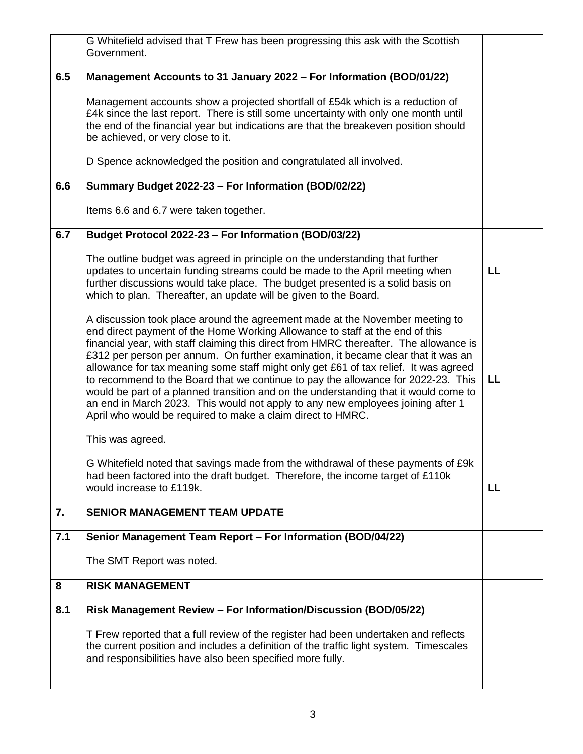| | | |
|---|---|---|
| | G Whitefield advised that T Frew has been progressing this ask with the Scottish Government. | |
| **6.5** | **Management Accounts to 31 January 2022 – For Information (BOD/01/22)**<br><br>Management accounts show a projected shortfall of £54k which is a reduction of £4k since the last report. There is still some uncertainty with only one month until the end of the financial year but indications are that the breakeven position should be achieved, or very close to it.<br><br>D Spence acknowledged the position and congratulated all involved. | |
| **6.6** | **Summary Budget 2022-23 – For Information (BOD/02/22)**<br><br>Items 6.6 and 6.7 were taken together. | |
| **6.7** | **Budget Protocol 2022-23 – For Information (BOD/03/22)**<br><br>The outline budget was agreed in principle on the understanding that further updates to uncertain funding streams could be made to the April meeting when further discussions would take place. The budget presented is a solid basis on which to plan. Thereafter, an update will be given to the Board. | **LL** |
| | A discussion took place around the agreement made at the November meeting to end direct payment of the Home Working Allowance to staff at the end of this financial year, with staff claiming this direct from HMRC thereafter. The allowance is £312 per person per annum. On further examination, it became clear that it was an allowance for tax meaning some staff might only get £61 of tax relief. It was agreed to recommend to the Board that we continue to pay the allowance for 2022-23. This would be part of a planned transition and on the understanding that it would come to an end in March 2023. This would not apply to any new employees joining after 1 April who would be required to make a claim direct to HMRC.<br><br>This was agreed. | **LL** |
| | G Whitefield noted that savings made from the withdrawal of these payments of £9k had been factored into the draft budget. Therefore, the income target of £110k would increase to £119k. | **LL** |
| **7.** | **SENIOR MANAGEMENT TEAM UPDATE** | |
| **7.1** | **Senior Management Team Report – For Information (BOD/04/22)**<br><br>The SMT Report was noted. | |
| **8** | **RISK MANAGEMENT** | |
| **8.1** | **Risk Management Review – For Information/Discussion (BOD/05/22)**<br><br>T Frew reported that a full review of the register had been undertaken and reflects the current position and includes a definition of the traffic light system. Timescales and responsibilities have also been specified more fully. | |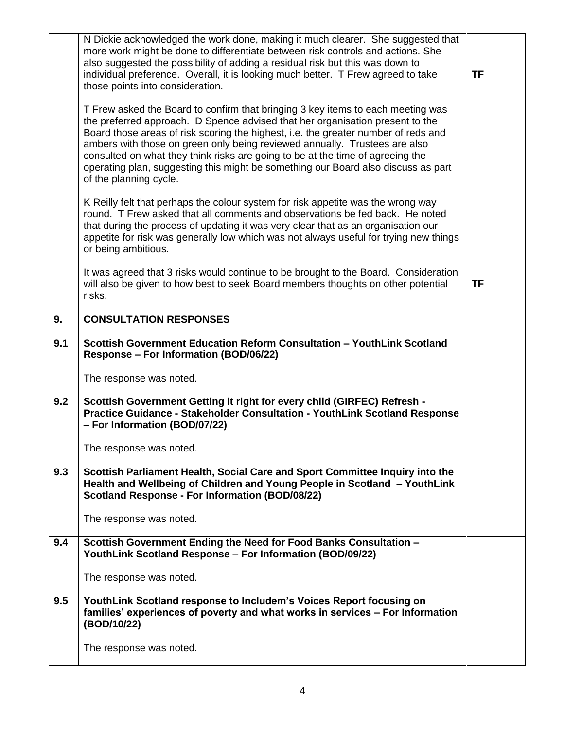| | | |
|---|---|---|
| | N Dickie acknowledged the work done, making it much clearer. She suggested that more work might be done to differentiate between risk controls and actions. She also suggested the possibility of adding a residual risk but this was down to individual preference. Overall, it is looking much better. T Frew agreed to take those points into consideration.<br><br>T Frew asked the Board to confirm that bringing 3 key items to each meeting was the preferred approach. D Spence advised that her organisation present to the Board those areas of risk scoring the highest, i.e. the greater number of reds and ambers with those on green only being reviewed annually. Trustees are also consulted on what they think risks are going to be at the time of agreeing the operating plan, suggesting this might be something our Board also discuss as part of the planning cycle.<br><br>K Reilly felt that perhaps the colour system for risk appetite was the wrong way round. T Frew asked that all comments and observations be fed back. He noted that during the process of updating it was very clear that as an organisation our appetite for risk was generally low which was not always useful for trying new things or being ambitious.<br><br>It was agreed that 3 risks would continue to be brought to the Board. Consideration will also be given to how best to seek Board members thoughts on other potential risks. | **TF**<br><br><br><br><br><br><br><br><br><br><br><br><br><br>**TF** |
| **9.** | **CONSULTATION RESPONSES** | |
| **9.1** | **Scottish Government Education Reform Consultation – YouthLink Scotland Response – For Information (BOD/06/22)**<br><br>The response was noted. | |
| **9.2** | **Scottish Government Getting it right for every child (GIRFEC) Refresh - Practice Guidance - Stakeholder Consultation - YouthLink Scotland Response – For Information (BOD/07/22)**<br><br>The response was noted. | |
| **9.3** | **Scottish Parliament Health, Social Care and Sport Committee Inquiry into the Health and Wellbeing of Children and Young People in Scotland – YouthLink Scotland Response - For Information (BOD/08/22)**<br><br>The response was noted. | |
| **9.4** | **Scottish Government Ending the Need for Food Banks Consultation – YouthLink Scotland Response – For Information (BOD/09/22)**<br><br>The response was noted. | |
| **9.5** | **YouthLink Scotland response to Includem's Voices Report focusing on families' experiences of poverty and what works in services – For Information (BOD/10/22)**<br><br>The response was noted. | |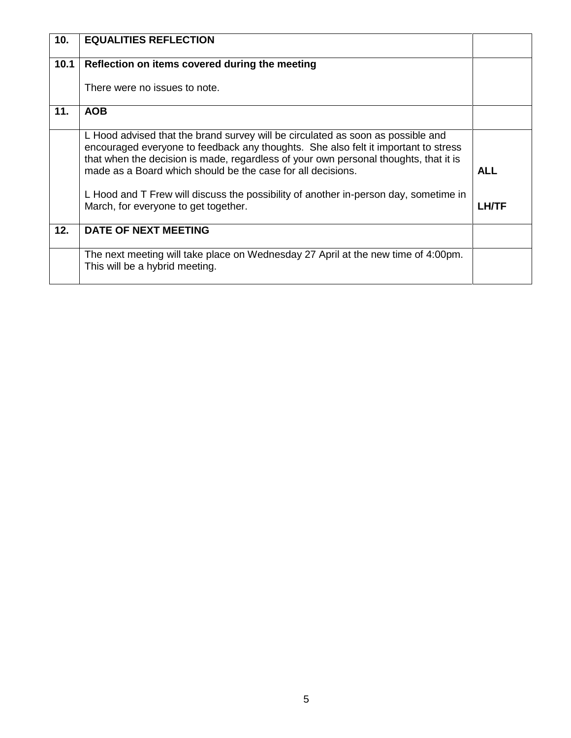| | | |
|---|---|---|
| **10.** | **EQUALITIES REFLECTION** | |
| **10.1** | **Reflection on items covered during the meeting**<br><br>There were no issues to note. | |
| **11.** | **AOB** | |
| | L Hood advised that the brand survey will be circulated as soon as possible and encouraged everyone to feedback any thoughts. She also felt it important to stress that when the decision is made, regardless of your own personal thoughts, that it is made as a Board which should be the case for all decisions. | **ALL** |
| | L Hood and T Frew will discuss the possibility of another in-person day, sometime in March, for everyone to get together. | **LH/TF** |
| **12.** | **DATE OF NEXT MEETING** | |
| | The next meeting will take place on Wednesday 27 April at the new time of 4:00pm. This will be a hybrid meeting. | |